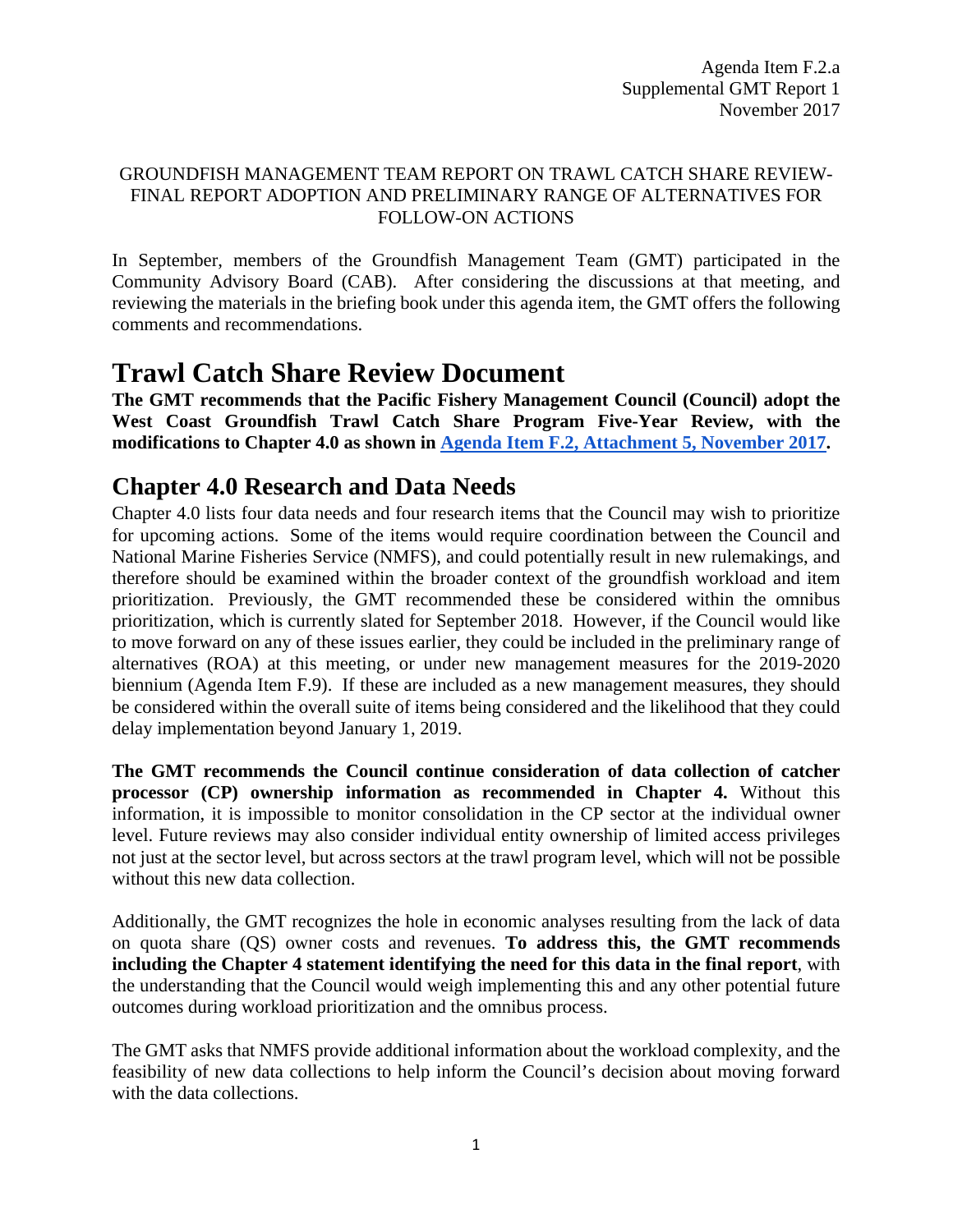Agenda Item F.2.a
Supplemental GMT Report 1
November 2017

GROUNDFISH MANAGEMENT TEAM REPORT ON TRAWL CATCH SHARE REVIEW-FINAL REPORT ADOPTION AND PRELIMINARY RANGE OF ALTERNATIVES FOR FOLLOW-ON ACTIONS

In September, members of the Groundfish Management Team (GMT) participated in the Community Advisory Board (CAB). After considering the discussions at that meeting, and reviewing the materials in the briefing book under this agenda item, the GMT offers the following comments and recommendations.

# Trawl Catch Share Review Document

**The GMT recommends that the Pacific Fishery Management Council (Council) adopt the West Coast Groundfish Trawl Catch Share Program Five-Year Review, with the modifications to Chapter 4.0 as shown in [Agenda Item F.2, Attachment 5, November 2017](#).**

# Chapter 4.0 Research and Data Needs

Chapter 4.0 lists four data needs and four research items that the Council may wish to prioritize for upcoming actions. Some of the items would require coordination between the Council and National Marine Fisheries Service (NMFS), and could potentially result in new rulemakings, and therefore should be examined within the broader context of the groundfish workload and item prioritization. Previously, the GMT recommended these be considered within the omnibus prioritization, which is currently slated for September 2018. However, if the Council would like to move forward on any of these issues earlier, they could be included in the preliminary range of alternatives (ROA) at this meeting, or under new management measures for the 2019-2020 biennium (Agenda Item F.9). If these are included as a new management measures, they should be considered within the overall suite of items being considered and the likelihood that they could delay implementation beyond January 1, 2019.

**The GMT recommends the Council continue consideration of data collection of catcher processor (CP) ownership information as recommended in Chapter 4.** Without this information, it is impossible to monitor consolidation in the CP sector at the individual owner level. Future reviews may also consider individual entity ownership of limited access privileges not just at the sector level, but across sectors at the trawl program level, which will not be possible without this new data collection.

Additionally, the GMT recognizes the hole in economic analyses resulting from the lack of data on quota share (QS) owner costs and revenues. **To address this, the GMT recommends including the Chapter 4 statement identifying the need for this data in the final report**, with the understanding that the Council would weigh implementing this and any other potential future outcomes during workload prioritization and the omnibus process.

The GMT asks that NMFS provide additional information about the workload complexity, and the feasibility of new data collections to help inform the Council's decision about moving forward with the data collections.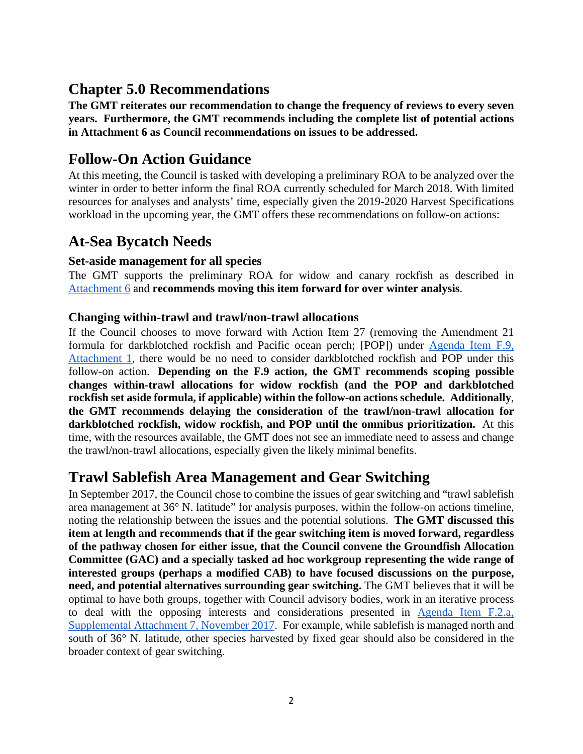## Chapter 5.0 Recommendations

**The GMT reiterates our recommendation to change the frequency of reviews to every seven years. Furthermore, the GMT recommends including the complete list of potential actions in Attachment 6 as Council recommendations on issues to be addressed.**

## Follow-On Action Guidance

At this meeting, the Council is tasked with developing a preliminary ROA to be analyzed over the winter in order to better inform the final ROA currently scheduled for March 2018. With limited resources for analyses and analysts' time, especially given the 2019-2020 Harvest Specifications workload in the upcoming year, the GMT offers these recommendations on follow-on actions:

## At-Sea Bycatch Needs

### Set-aside management for all species

The GMT supports the preliminary ROA for widow and canary rockfish as described in [Attachment 6](#) and **recommends moving this item forward for over winter analysis**.

### Changing within-trawl and trawl/non-trawl allocations

If the Council chooses to move forward with Action Item 27 (removing the Amendment 21 formula for darkblotched rockfish and Pacific ocean perch; [POP]) under [Agenda Item F.9, Attachment 1](#), there would be no need to consider darkblotched rockfish and POP under this follow-on action. **Depending on the F.9 action, the GMT recommends scoping possible changes within-trawl allocations for widow rockfish (and the POP and darkblotched rockfish set aside formula, if applicable) within the follow-on actions schedule. Additionally**, **the GMT recommends delaying the consideration of the trawl/non-trawl allocation for darkblotched rockfish, widow rockfish, and POP until the omnibus prioritization.** At this time, with the resources available, the GMT does not see an immediate need to assess and change the trawl/non-trawl allocations, especially given the likely minimal benefits.

## Trawl Sablefish Area Management and Gear Switching

In September 2017, the Council chose to combine the issues of gear switching and "trawl sablefish area management at 36° N. latitude" for analysis purposes, within the follow-on actions timeline, noting the relationship between the issues and the potential solutions. **The GMT discussed this item at length and recommends that if the gear switching item is moved forward, regardless of the pathway chosen for either issue, that the Council convene the Groundfish Allocation Committee (GAC) and a specially tasked ad hoc workgroup representing the wide range of interested groups (perhaps a modified CAB) to have focused discussions on the purpose, need, and potential alternatives surrounding gear switching.** The GMT believes that it will be optimal to have both groups, together with Council advisory bodies, work in an iterative process to deal with the opposing interests and considerations presented in [Agenda Item F.2.a, Supplemental Attachment 7, November 2017](#). For example, while sablefish is managed north and south of 36° N. latitude, other species harvested by fixed gear should also be considered in the broader context of gear switching.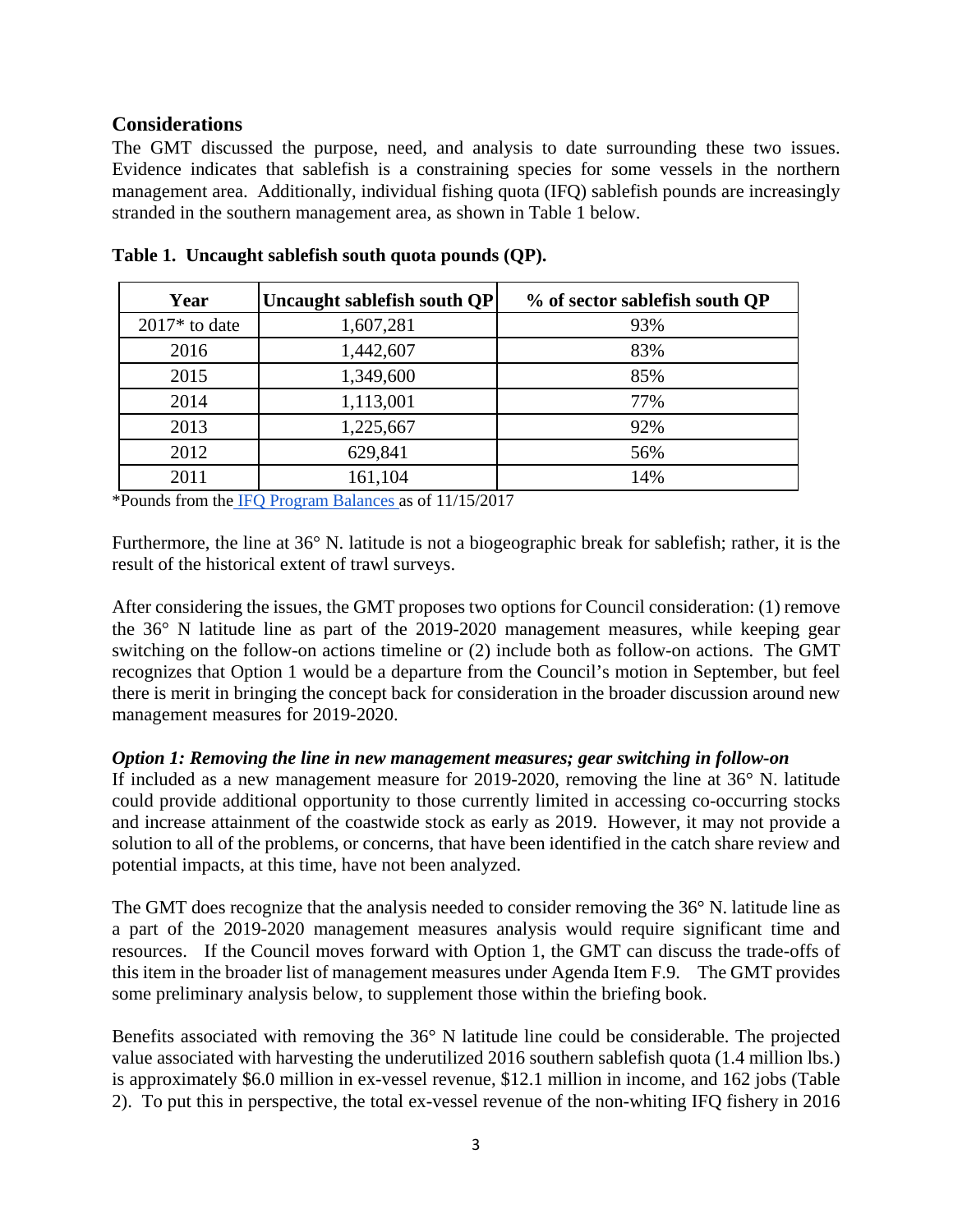## Considerations

The GMT discussed the purpose, need, and analysis to date surrounding these two issues. Evidence indicates that sablefish is a constraining species for some vessels in the northern management area. Additionally, individual fishing quota (IFQ) sablefish pounds are increasingly stranded in the southern management area, as shown in Table 1 below.

**Table 1. Uncaught sablefish south quota pounds (QP).**

| Year | Uncaught sablefish south QP | % of sector sablefish south QP |
|---|---|---|
| 2017* to date | 1,607,281 | 93% |
| 2016 | 1,442,607 | 83% |
| 2015 | 1,349,600 | 85% |
| 2014 | 1,113,001 | 77% |
| 2013 | 1,225,667 | 92% |
| 2012 | 629,841 | 56% |
| 2011 | 161,104 | 14% |

*Pounds from the IFQ Program Balances as of 11/15/2017

Furthermore, the line at 36° N. latitude is not a biogeographic break for sablefish; rather, it is the result of the historical extent of trawl surveys.

After considering the issues, the GMT proposes two options for Council consideration: (1) remove the 36° N latitude line as part of the 2019-2020 management measures, while keeping gear switching on the follow-on actions timeline or (2) include both as follow-on actions. The GMT recognizes that Option 1 would be a departure from the Council's motion in September, but feel there is merit in bringing the concept back for consideration in the broader discussion around new management measures for 2019-2020.

### *Option 1: Removing the line in new management measures; gear switching in follow-on*

If included as a new management measure for 2019-2020, removing the line at 36° N. latitude could provide additional opportunity to those currently limited in accessing co-occurring stocks and increase attainment of the coastwide stock as early as 2019. However, it may not provide a solution to all of the problems, or concerns, that have been identified in the catch share review and potential impacts, at this time, have not been analyzed.

The GMT does recognize that the analysis needed to consider removing the 36° N. latitude line as a part of the 2019-2020 management measures analysis would require significant time and resources. If the Council moves forward with Option 1, the GMT can discuss the trade-offs of this item in the broader list of management measures under Agenda Item F.9. The GMT provides some preliminary analysis below, to supplement those within the briefing book.

Benefits associated with removing the 36° N latitude line could be considerable. The projected value associated with harvesting the underutilized 2016 southern sablefish quota (1.4 million lbs.) is approximately $6.0 million in ex-vessel revenue, $12.1 million in income, and 162 jobs (Table 2). To put this in perspective, the total ex-vessel revenue of the non-whiting IFQ fishery in 2016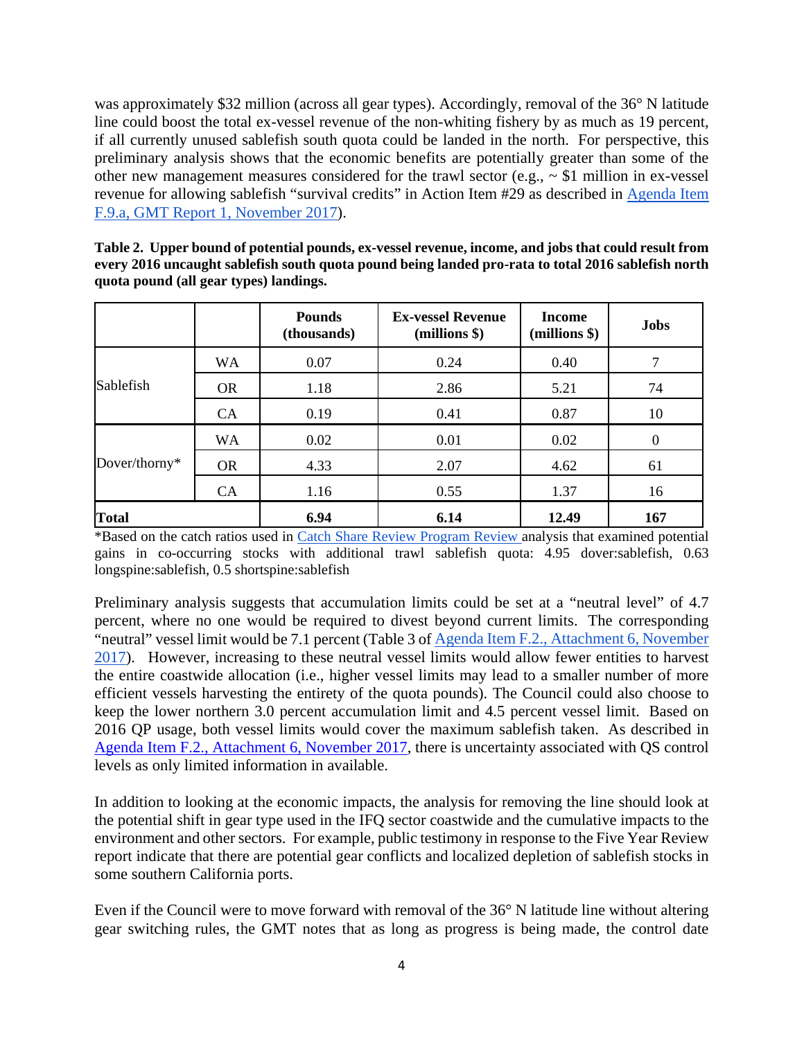was approximately \$32 million (across all gear types). Accordingly, removal of the 36° N latitude line could boost the total ex-vessel revenue of the non-whiting fishery by as much as 19 percent, if all currently unused sablefish south quota could be landed in the north. For perspective, this preliminary analysis shows that the economic benefits are potentially greater than some of the other new management measures considered for the trawl sector (e.g., ~ \$1 million in ex-vessel revenue for allowing sablefish "survival credits" in Action Item #29 as described in Agenda Item F.9.a, GMT Report 1, November 2017).

**Table 2. Upper bound of potential pounds, ex-vessel revenue, income, and jobs that could result from every 2016 uncaught sablefish south quota pound being landed pro-rata to total 2016 sablefish north quota pound (all gear types) landings.**

| | | Pounds (thousands) | Ex-vessel Revenue (millions \$) | Income (millions \$) | Jobs |
|---|---|---|---|---|---|
| Sablefish | WA | 0.07 | 0.24 | 0.40 | 7 |
| | OR | 1.18 | 2.86 | 5.21 | 74 |
| | CA | 0.19 | 0.41 | 0.87 | 10 |
| Dover/thorny* | WA | 0.02 | 0.01 | 0.02 | 0 |
| | OR | 4.33 | 2.07 | 4.62 | 61 |
| | CA | 1.16 | 0.55 | 1.37 | 16 |
| **Total** | | **6.94** | **6.14** | **12.49** | **167** |

*Based on the catch ratios used in Catch Share Review Program Review analysis that examined potential gains in co-occurring stocks with additional trawl sablefish quota: 4.95 dover:sablefish, 0.63 longspine:sablefish, 0.5 shortspine:sablefish

Preliminary analysis suggests that accumulation limits could be set at a "neutral level" of 4.7 percent, where no one would be required to divest beyond current limits. The corresponding "neutral" vessel limit would be 7.1 percent (Table 3 of Agenda Item F.2., Attachment 6, November 2017). However, increasing to these neutral vessel limits would allow fewer entities to harvest the entire coastwide allocation (i.e., higher vessel limits may lead to a smaller number of more efficient vessels harvesting the entirety of the quota pounds). The Council could also choose to keep the lower northern 3.0 percent accumulation limit and 4.5 percent vessel limit. Based on 2016 QP usage, both vessel limits would cover the maximum sablefish taken. As described in Agenda Item F.2., Attachment 6, November 2017, there is uncertainty associated with QS control levels as only limited information in available.

In addition to looking at the economic impacts, the analysis for removing the line should look at the potential shift in gear type used in the IFQ sector coastwide and the cumulative impacts to the environment and other sectors. For example, public testimony in response to the Five Year Review report indicate that there are potential gear conflicts and localized depletion of sablefish stocks in some southern California ports.

Even if the Council were to move forward with removal of the 36° N latitude line without altering gear switching rules, the GMT notes that as long as progress is being made, the control date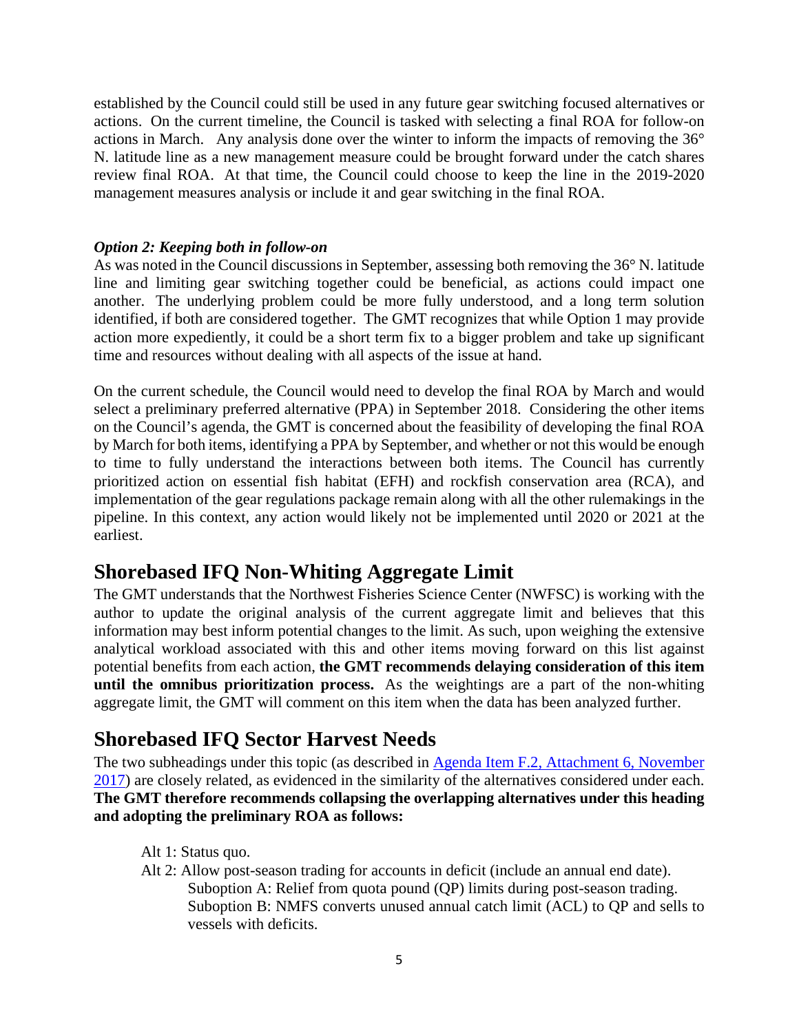established by the Council could still be used in any future gear switching focused alternatives or actions. On the current timeline, the Council is tasked with selecting a final ROA for follow-on actions in March. Any analysis done over the winter to inform the impacts of removing the 36° N. latitude line as a new management measure could be brought forward under the catch shares review final ROA. At that time, the Council could choose to keep the line in the 2019-2020 management measures analysis or include it and gear switching in the final ROA.

### *Option 2: Keeping both in follow-on*

As was noted in the Council discussions in September, assessing both removing the 36° N. latitude line and limiting gear switching together could be beneficial, as actions could impact one another. The underlying problem could be more fully understood, and a long term solution identified, if both are considered together. The GMT recognizes that while Option 1 may provide action more expediently, it could be a short term fix to a bigger problem and take up significant time and resources without dealing with all aspects of the issue at hand.

On the current schedule, the Council would need to develop the final ROA by March and would select a preliminary preferred alternative (PPA) in September 2018. Considering the other items on the Council's agenda, the GMT is concerned about the feasibility of developing the final ROA by March for both items, identifying a PPA by September, and whether or not this would be enough to time to fully understand the interactions between both items. The Council has currently prioritized action on essential fish habitat (EFH) and rockfish conservation area (RCA), and implementation of the gear regulations package remain along with all the other rulemakings in the pipeline. In this context, any action would likely not be implemented until 2020 or 2021 at the earliest.

## Shorebased IFQ Non-Whiting Aggregate Limit

The GMT understands that the Northwest Fisheries Science Center (NWFSC) is working with the author to update the original analysis of the current aggregate limit and believes that this information may best inform potential changes to the limit. As such, upon weighing the extensive analytical workload associated with this and other items moving forward on this list against potential benefits from each action, **the GMT recommends delaying consideration of this item until the omnibus prioritization process.** As the weightings are a part of the non-whiting aggregate limit, the GMT will comment on this item when the data has been analyzed further.

## Shorebased IFQ Sector Harvest Needs

The two subheadings under this topic (as described in Agenda Item F.2, Attachment 6, November 2017) are closely related, as evidenced in the similarity of the alternatives considered under each. **The GMT therefore recommends collapsing the overlapping alternatives under this heading and adopting the preliminary ROA as follows:**

- Alt 1: Status quo.
- Alt 2: Allow post-season trading for accounts in deficit (include an annual end date).
  - Suboption A: Relief from quota pound (QP) limits during post-season trading.
  - Suboption B: NMFS converts unused annual catch limit (ACL) to QP and sells to vessels with deficits.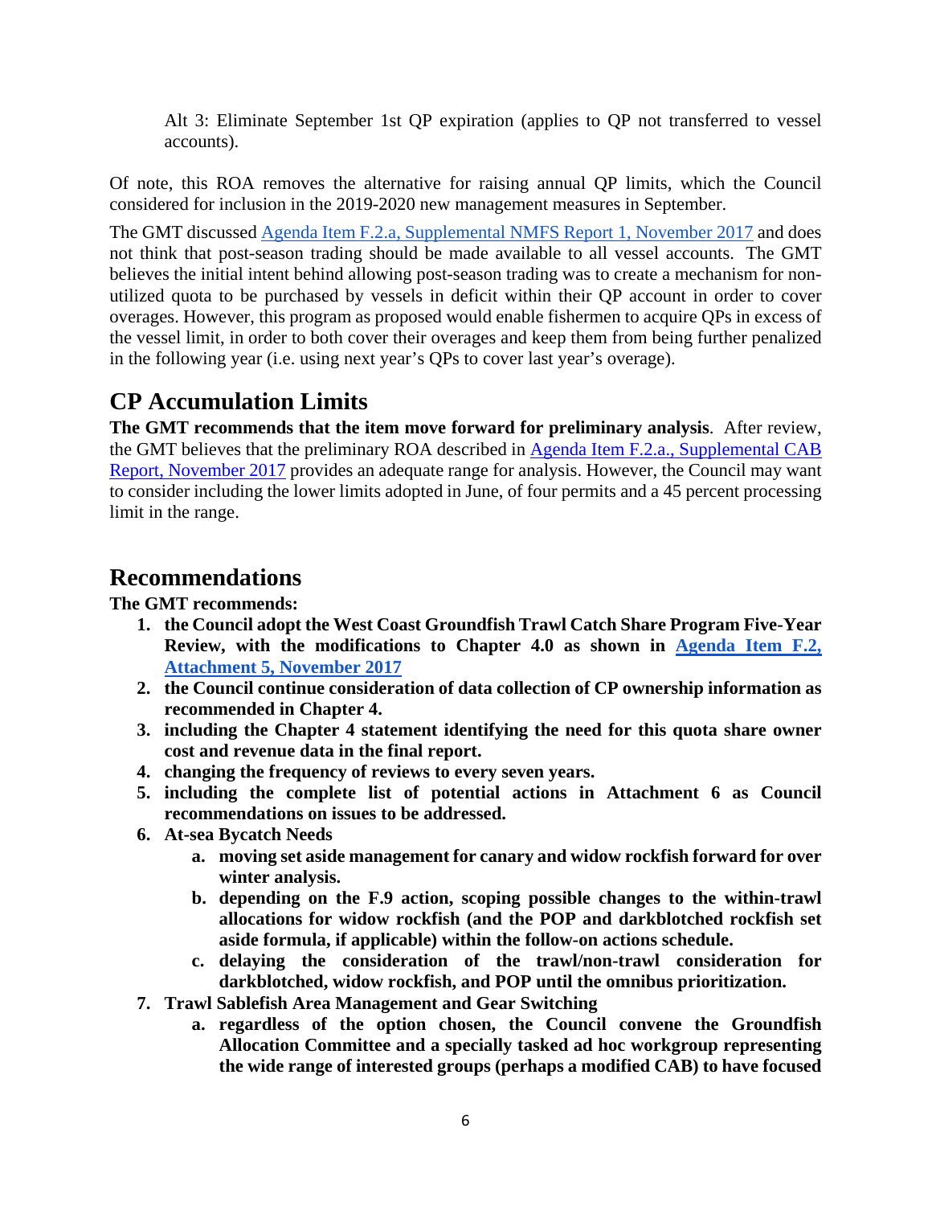Alt 3: Eliminate September 1st QP expiration (applies to QP not transferred to vessel accounts).

Of note, this ROA removes the alternative for raising annual QP limits, which the Council considered for inclusion in the 2019-2020 new management measures in September.

The GMT discussed Agenda Item F.2.a, Supplemental NMFS Report 1, November 2017 and does not think that post-season trading should be made available to all vessel accounts. The GMT believes the initial intent behind allowing post-season trading was to create a mechanism for non-utilized quota to be purchased by vessels in deficit within their QP account in order to cover overages. However, this program as proposed would enable fishermen to acquire QPs in excess of the vessel limit, in order to both cover their overages and keep them from being further penalized in the following year (i.e. using next year's QPs to cover last year's overage).

## CP Accumulation Limits

**The GMT recommends that the item move forward for preliminary analysis**. After review, the GMT believes that the preliminary ROA described in Agenda Item F.2.a., Supplemental CAB Report, November 2017 provides an adequate range for analysis. However, the Council may want to consider including the lower limits adopted in June, of four permits and a 45 percent processing limit in the range.

## Recommendations

**The GMT recommends:**

1. **the Council adopt the West Coast Groundfish Trawl Catch Share Program Five-Year Review, with the modifications to Chapter 4.0 as shown in Agenda Item F.2, Attachment 5, November 2017**
2. **the Council continue consideration of data collection of CP ownership information as recommended in Chapter 4.**
3. **including the Chapter 4 statement identifying the need for this quota share owner cost and revenue data in the final report.**
4. **changing the frequency of reviews to every seven years.**
5. **including the complete list of potential actions in Attachment 6 as Council recommendations on issues to be addressed.**
6. **At-sea Bycatch Needs**
   a. **moving set aside management for canary and widow rockfish forward for over winter analysis.**
   b. **depending on the F.9 action, scoping possible changes to the within-trawl allocations for widow rockfish (and the POP and darkblotched rockfish set aside formula, if applicable) within the follow-on actions schedule.**
   c. **delaying the consideration of the trawl/non-trawl consideration for darkblotched, widow rockfish, and POP until the omnibus prioritization.**
7. **Trawl Sablefish Area Management and Gear Switching**
   a. **regardless of the option chosen, the Council convene the Groundfish Allocation Committee and a specially tasked ad hoc workgroup representing the wide range of interested groups (perhaps a modified CAB) to have focused**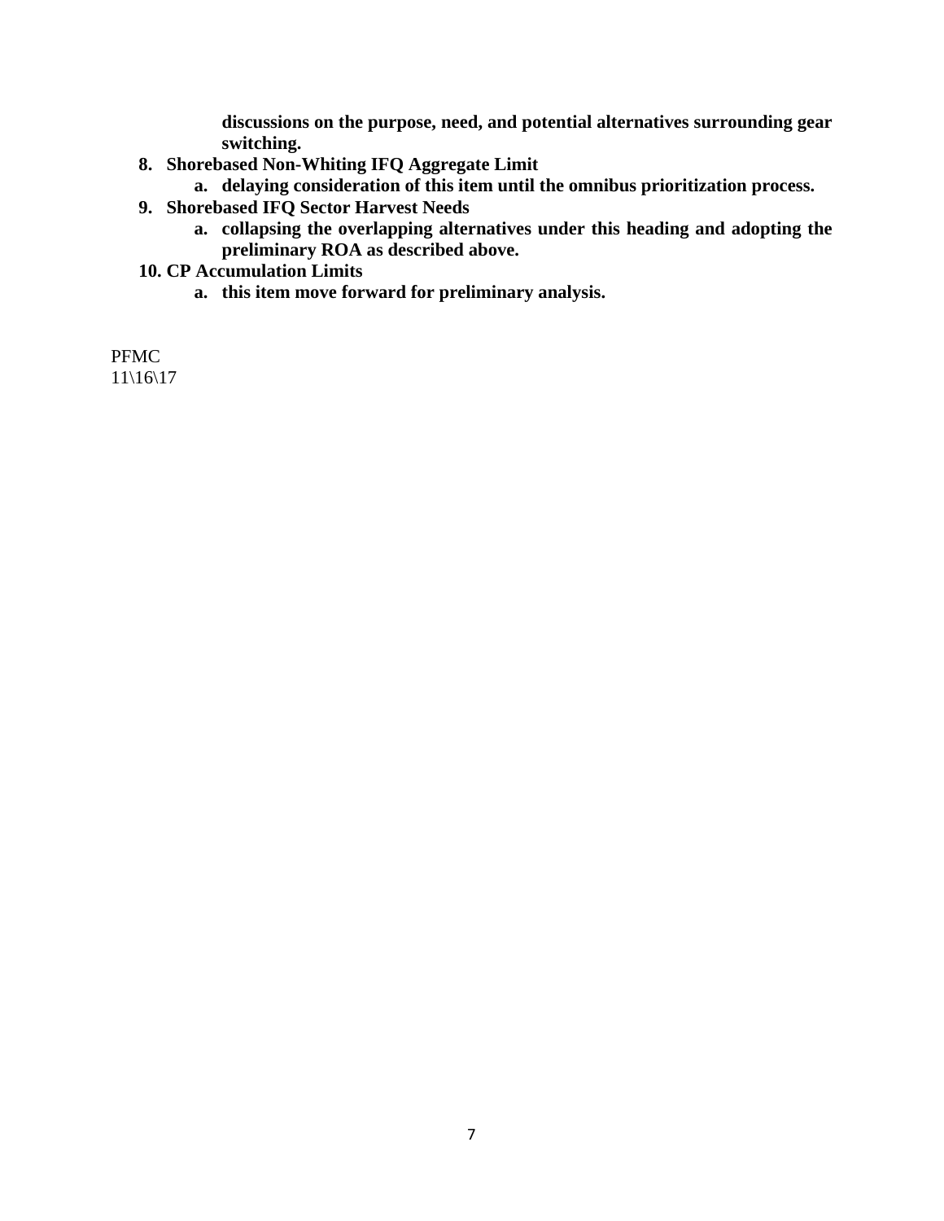**discussions on the purpose, need, and potential alternatives surrounding gear switching.**

8. **Shorebased Non-Whiting IFQ Aggregate Limit**
    a. **delaying consideration of this item until the omnibus prioritization process.**
9. **Shorebased IFQ Sector Harvest Needs**
    a. **collapsing the overlapping alternatives under this heading and adopting the preliminary ROA as described above.**
10. **CP Accumulation Limits**
    a. **this item move forward for preliminary analysis.**

PFMC
11\16\17